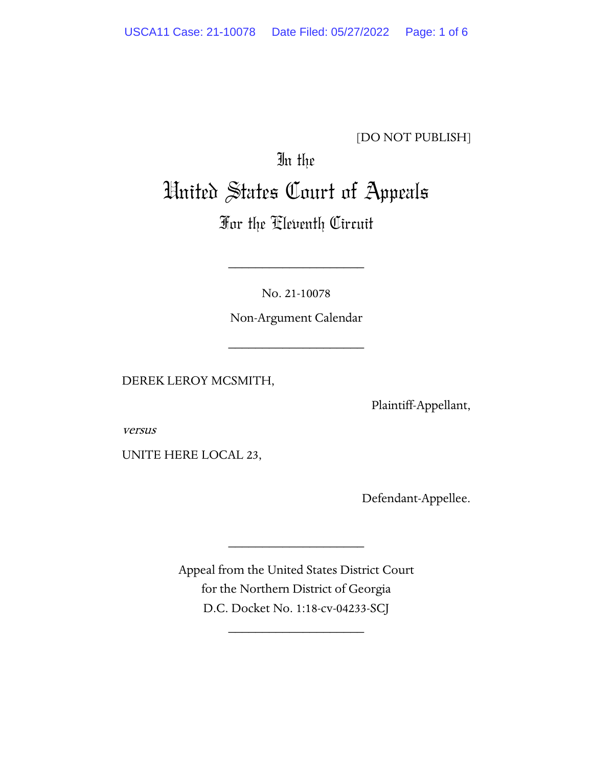[DO NOT PUBLISH]

In the

# United States Court of Appeals

## For the Eleventh Circuit

____________________

No. 21-10078

Non-Argument Calendar

____________________

DEREK LEROY MCSMITH,

Plaintiff-Appellant,

*versus*

UNITE HERE LOCAL 23,

Defendant-Appellee.

____________________

Appeal from the United States District Court
for the Northern District of Georgia
D.C. Docket No. 1:18-cv-04233-SCJ

____________________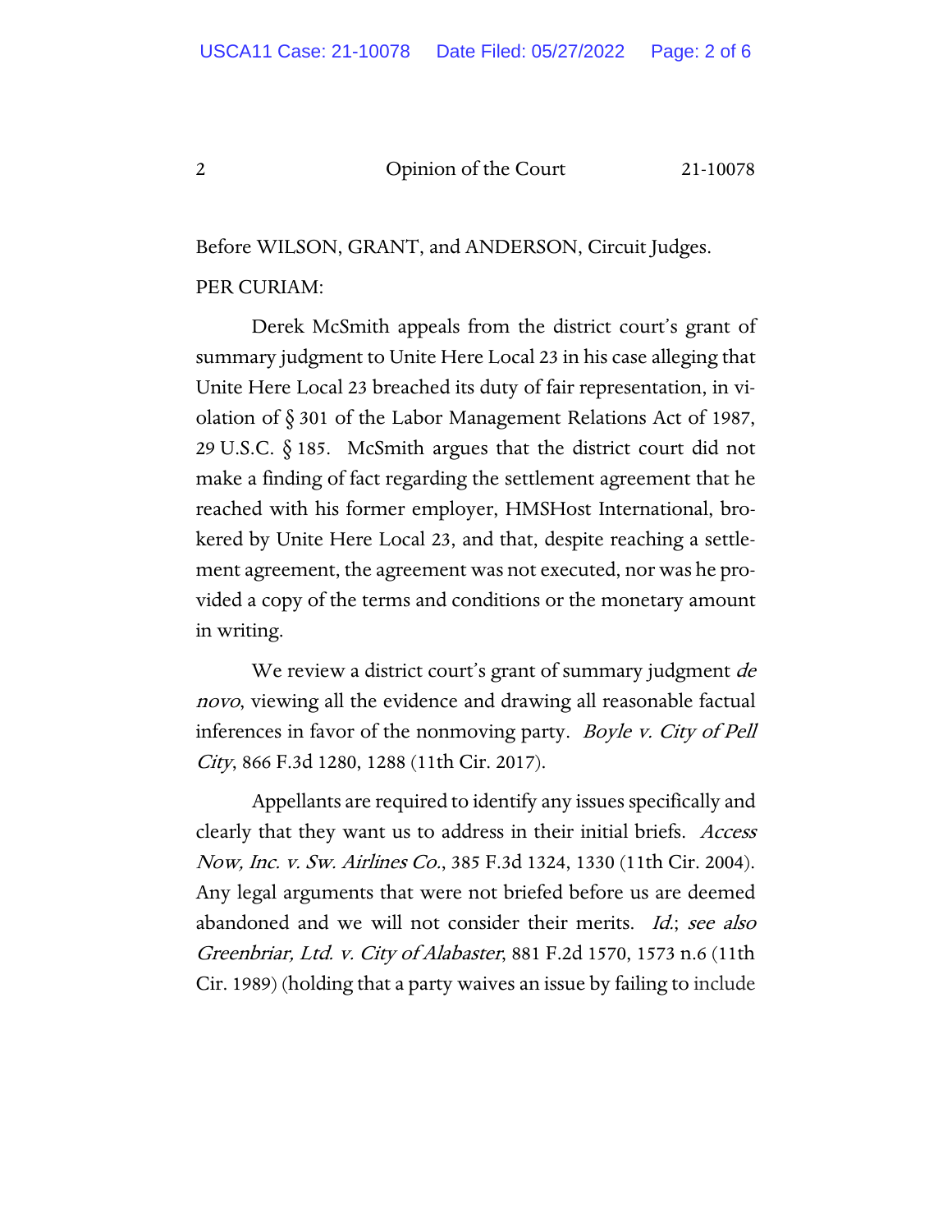Before WILSON, GRANT, and ANDERSON, Circuit Judges.

PER CURIAM:

Derek McSmith appeals from the district court's grant of summary judgment to Unite Here Local 23 in his case alleging that Unite Here Local 23 breached its duty of fair representation, in violation of § 301 of the Labor Management Relations Act of 1987, 29 U.S.C. § 185. McSmith argues that the district court did not make a finding of fact regarding the settlement agreement that he reached with his former employer, HMSHost International, brokered by Unite Here Local 23, and that, despite reaching a settlement agreement, the agreement was not executed, nor was he provided a copy of the terms and conditions or the monetary amount in writing.

We review a district court's grant of summary judgment *de novo*, viewing all the evidence and drawing all reasonable factual inferences in favor of the nonmoving party. *Boyle v. City of Pell City*, 866 F.3d 1280, 1288 (11th Cir. 2017).

Appellants are required to identify any issues specifically and clearly that they want us to address in their initial briefs. *Access Now, Inc. v. Sw. Airlines Co.*, 385 F.3d 1324, 1330 (11th Cir. 2004). Any legal arguments that were not briefed before us are deemed abandoned and we will not consider their merits. *Id.*; *see also Greenbriar, Ltd. v. City of Alabaster*, 881 F.2d 1570, 1573 n.6 (11th Cir. 1989) (holding that a party waives an issue by failing to include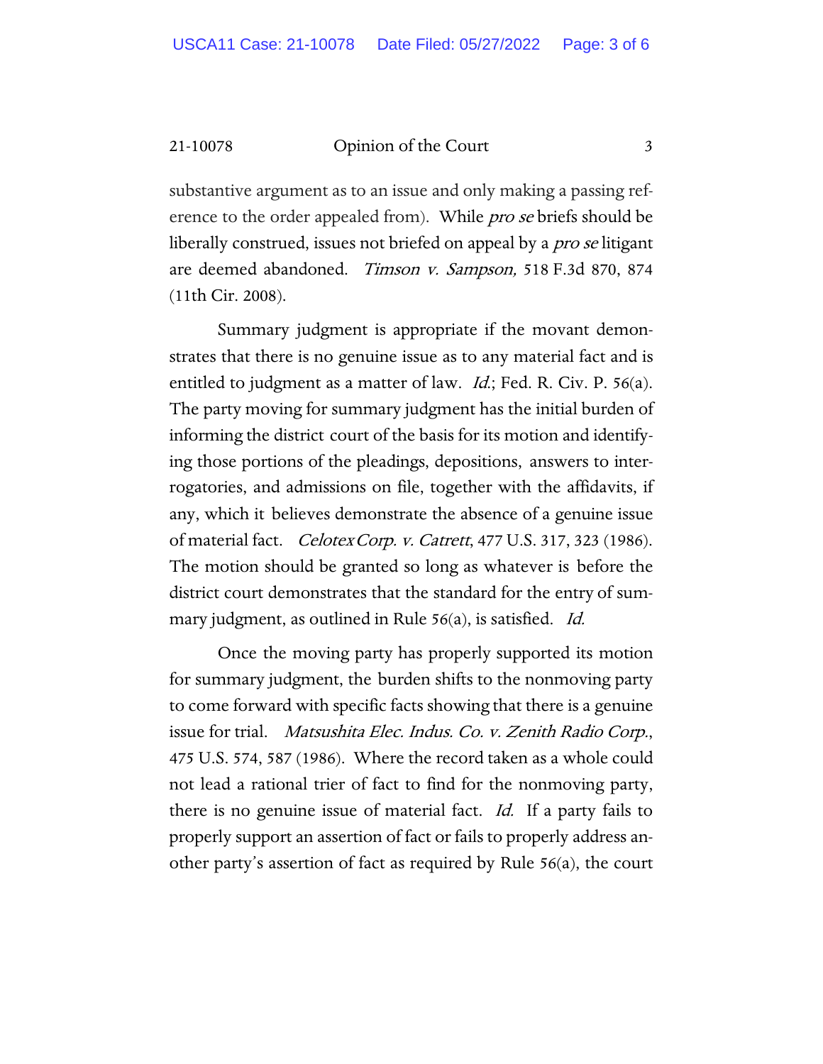substantive argument as to an issue and only making a passing reference to the order appealed from). While *pro se* briefs should be liberally construed, issues not briefed on appeal by a *pro se* litigant are deemed abandoned. *Timson v. Sampson,* 518 F.3d 870, 874 (11th Cir. 2008).

Summary judgment is appropriate if the movant demonstrates that there is no genuine issue as to any material fact and is entitled to judgment as a matter of law. *Id.*; Fed. R. Civ. P. 56(a). The party moving for summary judgment has the initial burden of informing the district court of the basis for its motion and identifying those portions of the pleadings, depositions, answers to interrogatories, and admissions on file, together with the affidavits, if any, which it believes demonstrate the absence of a genuine issue of material fact. *Celotex Corp. v. Catrett*, 477 U.S. 317, 323 (1986). The motion should be granted so long as whatever is before the district court demonstrates that the standard for the entry of summary judgment, as outlined in Rule 56(a), is satisfied. *Id.*

Once the moving party has properly supported its motion for summary judgment, the burden shifts to the nonmoving party to come forward with specific facts showing that there is a genuine issue for trial. *Matsushita Elec. Indus. Co. v. Zenith Radio Corp.*, 475 U.S. 574, 587 (1986). Where the record taken as a whole could not lead a rational trier of fact to find for the nonmoving party, there is no genuine issue of material fact. *Id.* If a party fails to properly support an assertion of fact or fails to properly address another party's assertion of fact as required by Rule 56(a), the court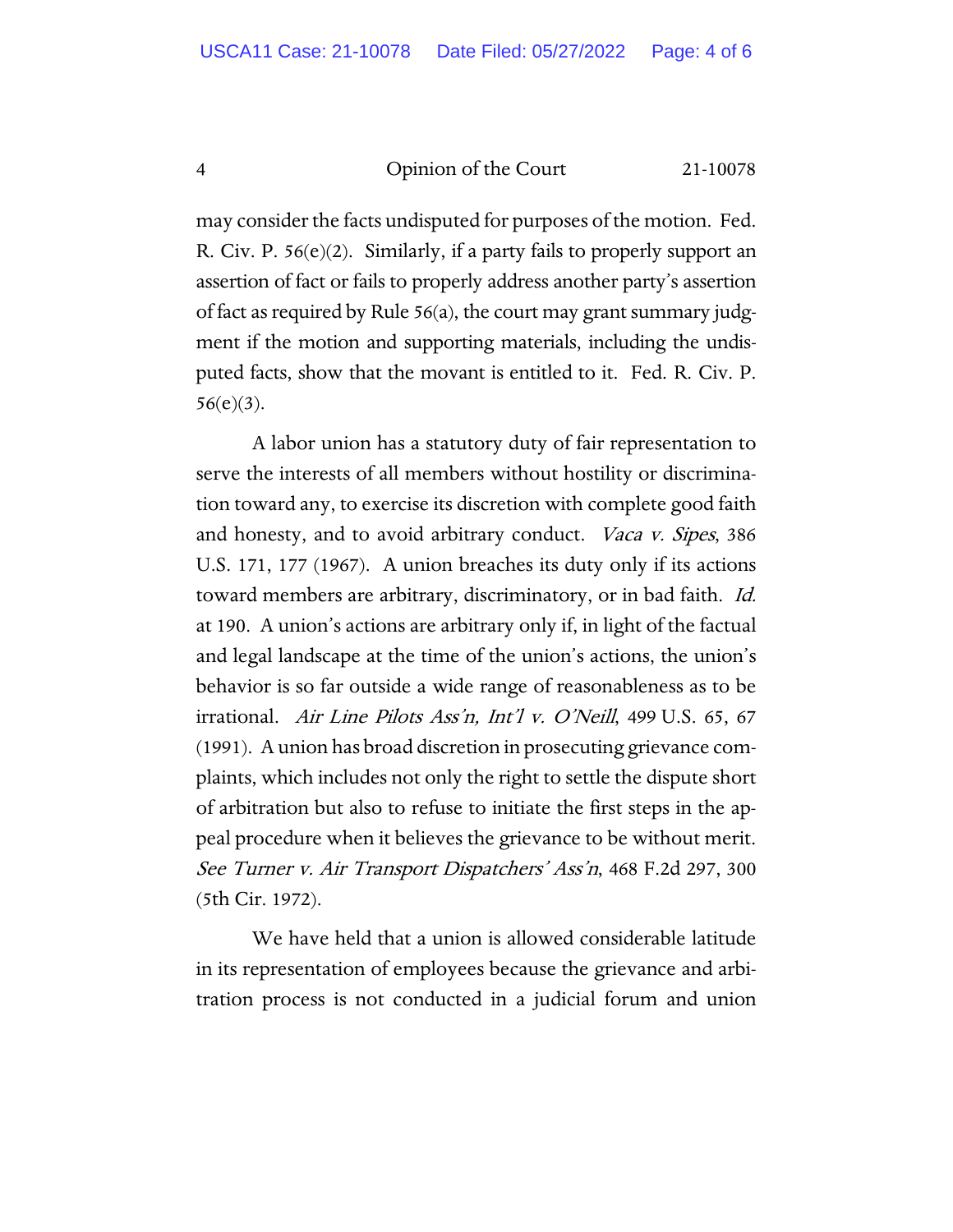may consider the facts undisputed for purposes of the motion. Fed. R. Civ. P. 56(e)(2). Similarly, if a party fails to properly support an assertion of fact or fails to properly address another party's assertion of fact as required by Rule 56(a), the court may grant summary judgment if the motion and supporting materials, including the undisputed facts, show that the movant is entitled to it. Fed. R. Civ. P. 56(e)(3).

A labor union has a statutory duty of fair representation to serve the interests of all members without hostility or discrimination toward any, to exercise its discretion with complete good faith and honesty, and to avoid arbitrary conduct. *Vaca v. Sipes*, 386 U.S. 171, 177 (1967). A union breaches its duty only if its actions toward members are arbitrary, discriminatory, or in bad faith. *Id.* at 190. A union's actions are arbitrary only if, in light of the factual and legal landscape at the time of the union's actions, the union's behavior is so far outside a wide range of reasonableness as to be irrational. *Air Line Pilots Ass'n, Int'l v. O'Neill*, 499 U.S. 65, 67 (1991). A union has broad discretion in prosecuting grievance complaints, which includes not only the right to settle the dispute short of arbitration but also to refuse to initiate the first steps in the appeal procedure when it believes the grievance to be without merit. *See Turner v. Air Transport Dispatchers' Ass'n*, 468 F.2d 297, 300 (5th Cir. 1972).

We have held that a union is allowed considerable latitude in its representation of employees because the grievance and arbitration process is not conducted in a judicial forum and union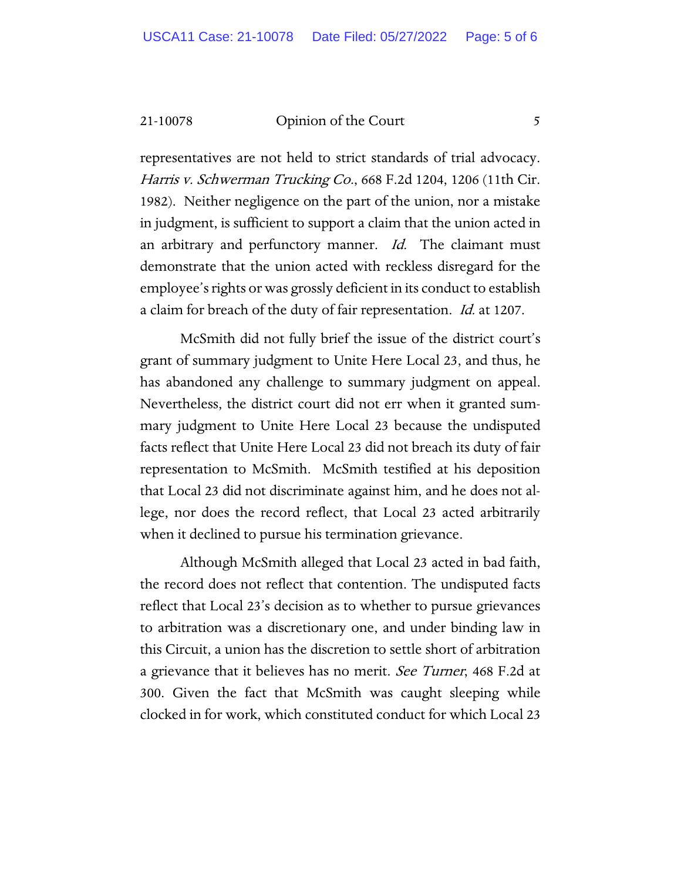representatives are not held to strict standards of trial advocacy. *Harris v. Schwerman Trucking Co.*, 668 F.2d 1204, 1206 (11th Cir. 1982). Neither negligence on the part of the union, nor a mistake in judgment, is sufficient to support a claim that the union acted in an arbitrary and perfunctory manner. *Id.* The claimant must demonstrate that the union acted with reckless disregard for the employee's rights or was grossly deficient in its conduct to establish a claim for breach of the duty of fair representation. *Id.* at 1207.

McSmith did not fully brief the issue of the district court's grant of summary judgment to Unite Here Local 23, and thus, he has abandoned any challenge to summary judgment on appeal. Nevertheless, the district court did not err when it granted summary judgment to Unite Here Local 23 because the undisputed facts reflect that Unite Here Local 23 did not breach its duty of fair representation to McSmith. McSmith testified at his deposition that Local 23 did not discriminate against him, and he does not allege, nor does the record reflect, that Local 23 acted arbitrarily when it declined to pursue his termination grievance.

Although McSmith alleged that Local 23 acted in bad faith, the record does not reflect that contention. The undisputed facts reflect that Local 23's decision as to whether to pursue grievances to arbitration was a discretionary one, and under binding law in this Circuit, a union has the discretion to settle short of arbitration a grievance that it believes has no merit. *See Turner*, 468 F.2d at 300. Given the fact that McSmith was caught sleeping while clocked in for work, which constituted conduct for which Local 23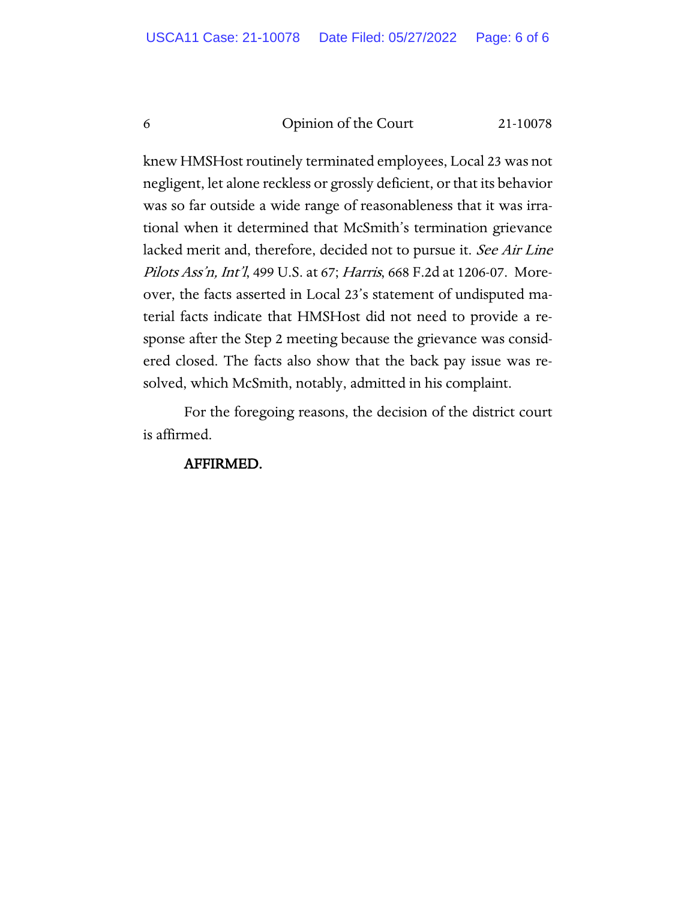knew HMSHost routinely terminated employees, Local 23 was not negligent, let alone reckless or grossly deficient, or that its behavior was so far outside a wide range of reasonableness that it was irrational when it determined that McSmith's termination grievance lacked merit and, therefore, decided not to pursue it. *See Air Line Pilots Ass'n, Int'l*, 499 U.S. at 67; *Harris*, 668 F.2d at 1206-07. Moreover, the facts asserted in Local 23's statement of undisputed material facts indicate that HMSHost did not need to provide a response after the Step 2 meeting because the grievance was considered closed. The facts also show that the back pay issue was resolved, which McSmith, notably, admitted in his complaint.

For the foregoing reasons, the decision of the district court is affirmed.

**AFFIRMED.**